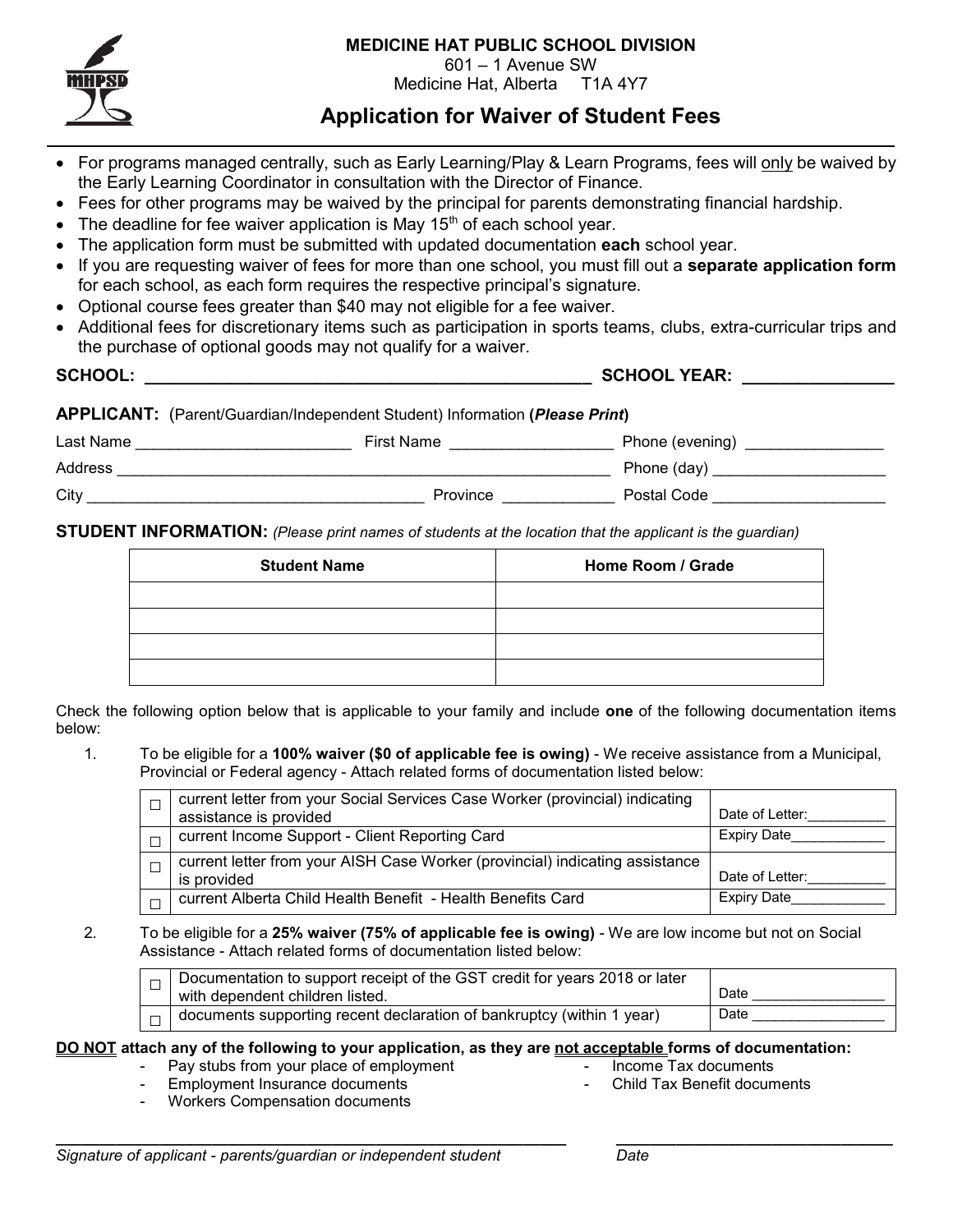**MEDICINE HAT PUBLIC SCHOOL DIVISION**
601 – 1 Avenue SW
Medicine Hat, Alberta T1A 4Y7

# Application for Waiver of Student Fees

- For programs managed centrally, such as Early Learning/Play & Learn Programs, fees will only be waived by the Early Learning Coordinator in consultation with the Director of Finance.
- Fees for other programs may be waived by the principal for parents demonstrating financial hardship.
- The deadline for fee waiver application is May 15th of each school year.
- The application form must be submitted with updated documentation **each** school year.
- If you are requesting waiver of fees for more than one school, you must fill out a **separate application form** for each school, as each form requires the respective principal's signature.
- Optional course fees greater than $40 may not eligible for a fee waiver.
- Additional fees for discretionary items such as participation in sports teams, clubs, extra-curricular trips and the purchase of optional goods may not qualify for a waiver.

**SCHOOL:** ______________________________ **SCHOOL YEAR:** ______________

**APPLICANT:** (Parent/Guardian/Independent Student) Information **(*Please Print*)**

Last Name ______________________ First Name ________________ Phone (evening) ______________

Address ______________________________________________ Phone (day) ________________

City __________________________________ Province ____________ Postal Code ________________

**STUDENT INFORMATION:** *(Please print names of students at the location that the applicant is the guardian)*

| Student Name | Home Room / Grade |
| --- | --- |
| | |
| | |
| | |
| | |

Check the following option below that is applicable to your family and include **one** of the following documentation items below:

1. To be eligible for a **100% waiver ($0 of applicable fee is owing)** - We receive assistance from a Municipal, Provincial or Federal agency - Attach related forms of documentation listed below:

| | | |
| --- | --- | --- |
| ☐ | current letter from your Social Services Case Worker (provincial) indicating assistance is provided | Date of Letter:__________ |
| ☐ | current Income Support - Client Reporting Card | Expiry Date____________ |
| ☐ | current letter from your AISH Case Worker (provincial) indicating assistance is provided | Date of Letter:__________ |
| ☐ | current Alberta Child Health Benefit - Health Benefits Card | Expiry Date____________ |

2. To be eligible for a **25% waiver (75% of applicable fee is owing)** - We are low income but not on Social Assistance - Attach related forms of documentation listed below:

| | | |
| --- | --- | --- |
| ☐ | Documentation to support receipt of the GST credit for years 2018 or later with dependent children listed. | Date ________________ |
| ☐ | documents supporting recent declaration of bankruptcy (within 1 year) | Date ________________ |

**DO NOT attach any of the following to your application, as they are not acceptable forms of documentation:**

- Pay stubs from your place of employment
- Employment Insurance documents
- Workers Compensation documents
- Income Tax documents
- Child Tax Benefit documents

______________________________________________ ______________________

*Signature of applicant - parents/guardian or independent student* *Date*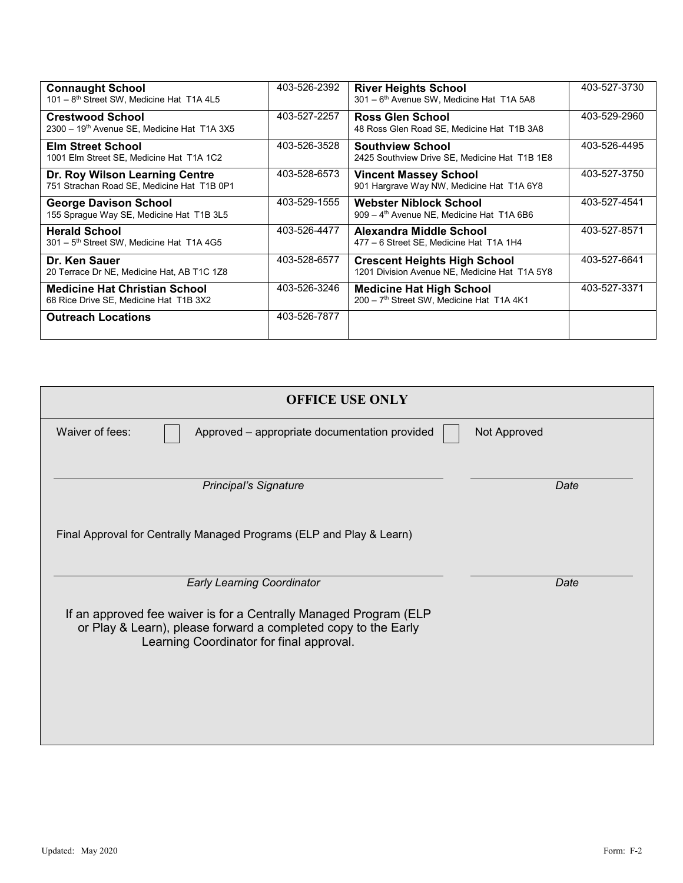| | | | |
|---|---|---|---|
| **Connaught School**<br>101 – 8th Street SW, Medicine Hat T1A 4L5 | 403-526-2392 | **River Heights School**<br>301 – 6th Avenue SW, Medicine Hat T1A 5A8 | 403-527-3730 |
| **Crestwood School**<br>2300 – 19th Avenue SE, Medicine Hat T1A 3X5 | 403-527-2257 | **Ross Glen School**<br>48 Ross Glen Road SE, Medicine Hat T1B 3A8 | 403-529-2960 |
| **Elm Street School**<br>1001 Elm Street SE, Medicine Hat T1A 1C2 | 403-526-3528 | **Southview School**<br>2425 Southview Drive SE, Medicine Hat T1B 1E8 | 403-526-4495 |
| **Dr. Roy Wilson Learning Centre**<br>751 Strachan Road SE, Medicine Hat T1B 0P1 | 403-528-6573 | **Vincent Massey School**<br>901 Hargrave Way NW, Medicine Hat T1A 6Y8 | 403-527-3750 |
| **George Davison School**<br>155 Sprague Way SE, Medicine Hat T1B 3L5 | 403-529-1555 | **Webster Niblock School**<br>909 – 4th Avenue NE, Medicine Hat T1A 6B6 | 403-527-4541 |
| **Herald School**<br>301 – 5th Street SW, Medicine Hat T1A 4G5 | 403-526-4477 | **Alexandra Middle School**<br>477 – 6 Street SE, Medicine Hat T1A 1H4 | 403-527-8571 |
| **Dr. Ken Sauer**<br>20 Terrace Dr NE, Medicine Hat, AB T1C 1Z8 | 403-528-6577 | **Crescent Heights High School**<br>1201 Division Avenue NE, Medicine Hat T1A 5Y8 | 403-527-6641 |
| **Medicine Hat Christian School**<br>68 Rice Drive SE, Medicine Hat T1B 3X2 | 403-526-3246 | **Medicine Hat High School**<br>200 – 7th Street SW, Medicine Hat T1A 4K1 | 403-527-3371 |
| **Outreach Locations** | 403-526-7877 | | |

## OFFICE USE ONLY

Waiver of fees: ☐ Approved – appropriate documentation provided ☐ Not Approved

______________________________ ______________

*Principal's Signature* *Date*

Final Approval for Centrally Managed Programs (ELP and Play & Learn)

______________________________ ______________

*Early Learning Coordinator* *Date*

If an approved fee waiver is for a Centrally Managed Program (ELP or Play & Learn), please forward a completed copy to the Early Learning Coordinator for final approval.

Updated: May 2020 Form: F-2